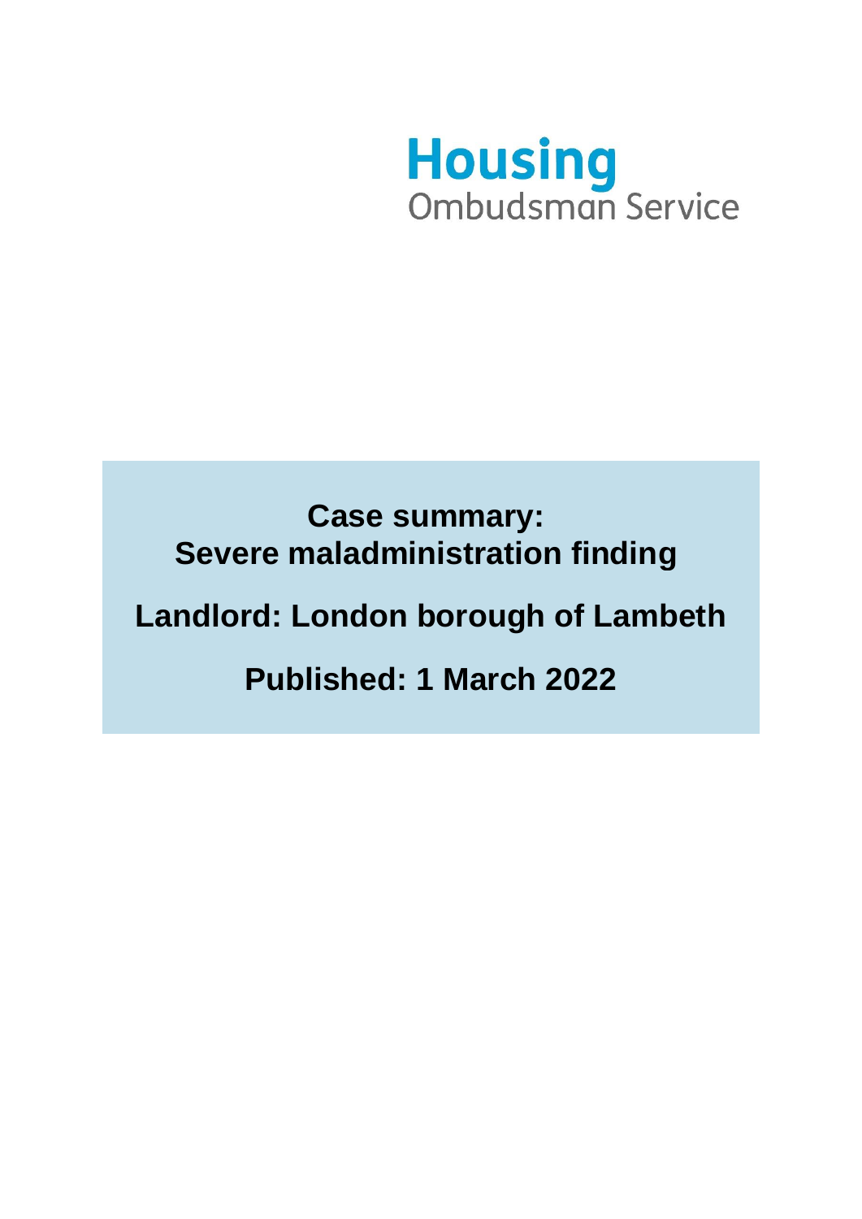Housing
Ombudsman Service

# Case summary: Severe maladministration finding

## Landlord: London borough of Lambeth

## Published: 1 March 2022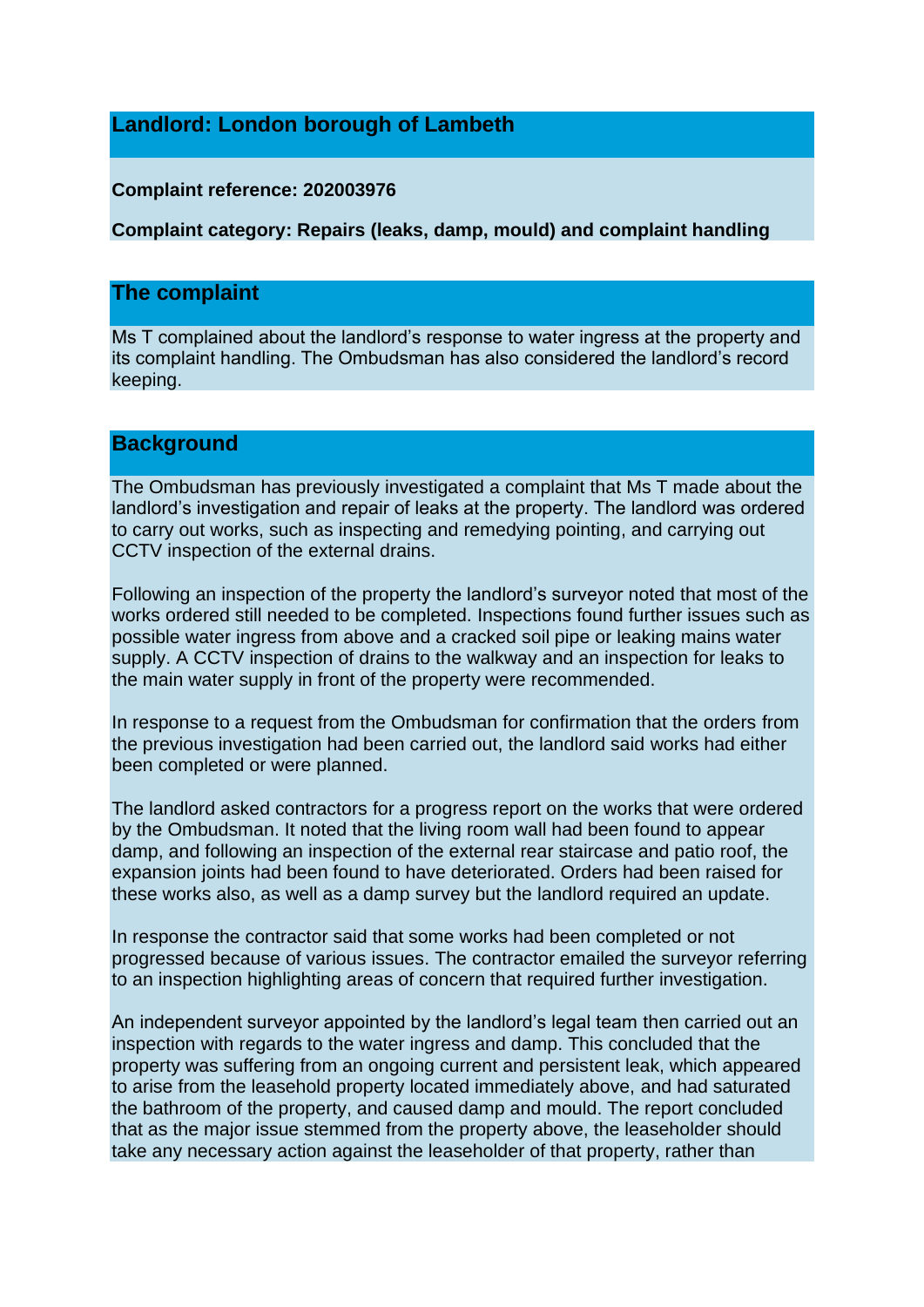## Landlord: London borough of Lambeth

**Complaint reference: 202003976**

**Complaint category: Repairs (leaks, damp, mould) and complaint handling**

## The complaint

Ms T complained about the landlord's response to water ingress at the property and its complaint handling. The Ombudsman has also considered the landlord's record keeping.

## Background

The Ombudsman has previously investigated a complaint that Ms T made about the landlord's investigation and repair of leaks at the property. The landlord was ordered to carry out works, such as inspecting and remedying pointing, and carrying out CCTV inspection of the external drains.

Following an inspection of the property the landlord's surveyor noted that most of the works ordered still needed to be completed. Inspections found further issues such as possible water ingress from above and a cracked soil pipe or leaking mains water supply. A CCTV inspection of drains to the walkway and an inspection for leaks to the main water supply in front of the property were recommended.

In response to a request from the Ombudsman for confirmation that the orders from the previous investigation had been carried out, the landlord said works had either been completed or were planned.

The landlord asked contractors for a progress report on the works that were ordered by the Ombudsman. It noted that the living room wall had been found to appear damp, and following an inspection of the external rear staircase and patio roof, the expansion joints had been found to have deteriorated. Orders had been raised for these works also, as well as a damp survey but the landlord required an update.

In response the contractor said that some works had been completed or not progressed because of various issues. The contractor emailed the surveyor referring to an inspection highlighting areas of concern that required further investigation.

An independent surveyor appointed by the landlord's legal team then carried out an inspection with regards to the water ingress and damp. This concluded that the property was suffering from an ongoing current and persistent leak, which appeared to arise from the leasehold property located immediately above, and had saturated the bathroom of the property, and caused damp and mould. The report concluded that as the major issue stemmed from the property above, the leaseholder should take any necessary action against the leaseholder of that property, rather than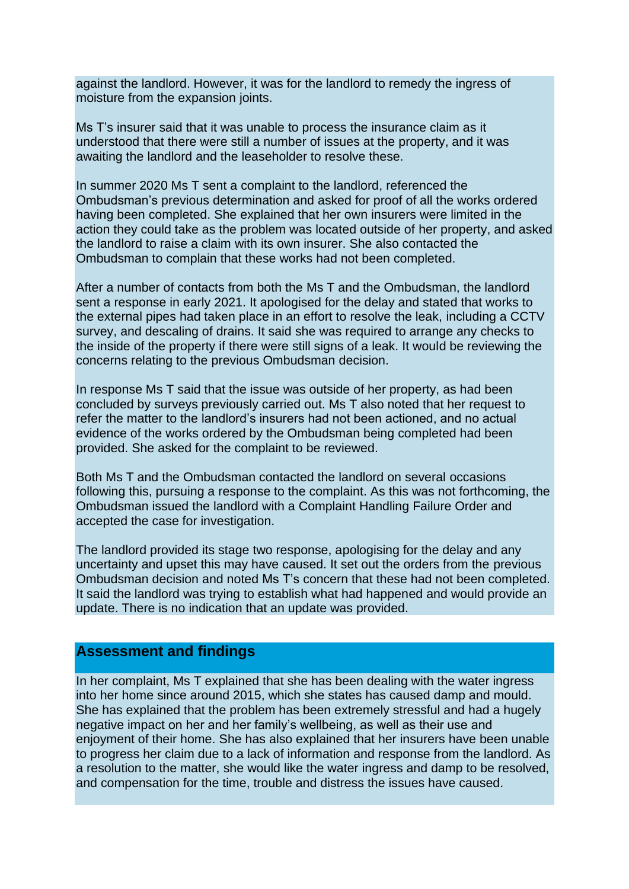against the landlord. However, it was for the landlord to remedy the ingress of moisture from the expansion joints.

Ms T's insurer said that it was unable to process the insurance claim as it understood that there were still a number of issues at the property, and it was awaiting the landlord and the leaseholder to resolve these.

In summer 2020 Ms T sent a complaint to the landlord, referenced the Ombudsman's previous determination and asked for proof of all the works ordered having been completed. She explained that her own insurers were limited in the action they could take as the problem was located outside of her property, and asked the landlord to raise a claim with its own insurer. She also contacted the Ombudsman to complain that these works had not been completed.

After a number of contacts from both the Ms T and the Ombudsman, the landlord sent a response in early 2021. It apologised for the delay and stated that works to the external pipes had taken place in an effort to resolve the leak, including a CCTV survey, and descaling of drains. It said she was required to arrange any checks to the inside of the property if there were still signs of a leak. It would be reviewing the concerns relating to the previous Ombudsman decision.

In response Ms T said that the issue was outside of her property, as had been concluded by surveys previously carried out. Ms T also noted that her request to refer the matter to the landlord's insurers had not been actioned, and no actual evidence of the works ordered by the Ombudsman being completed had been provided. She asked for the complaint to be reviewed.

Both Ms T and the Ombudsman contacted the landlord on several occasions following this, pursuing a response to the complaint. As this was not forthcoming, the Ombudsman issued the landlord with a Complaint Handling Failure Order and accepted the case for investigation.

The landlord provided its stage two response, apologising for the delay and any uncertainty and upset this may have caused. It set out the orders from the previous Ombudsman decision and noted Ms T's concern that these had not been completed. It said the landlord was trying to establish what had happened and would provide an update. There is no indication that an update was provided.

## Assessment and findings

In her complaint, Ms T explained that she has been dealing with the water ingress into her home since around 2015, which she states has caused damp and mould. She has explained that the problem has been extremely stressful and had a hugely negative impact on her and her family's wellbeing, as well as their use and enjoyment of their home. She has also explained that her insurers have been unable to progress her claim due to a lack of information and response from the landlord. As a resolution to the matter, she would like the water ingress and damp to be resolved, and compensation for the time, trouble and distress the issues have caused.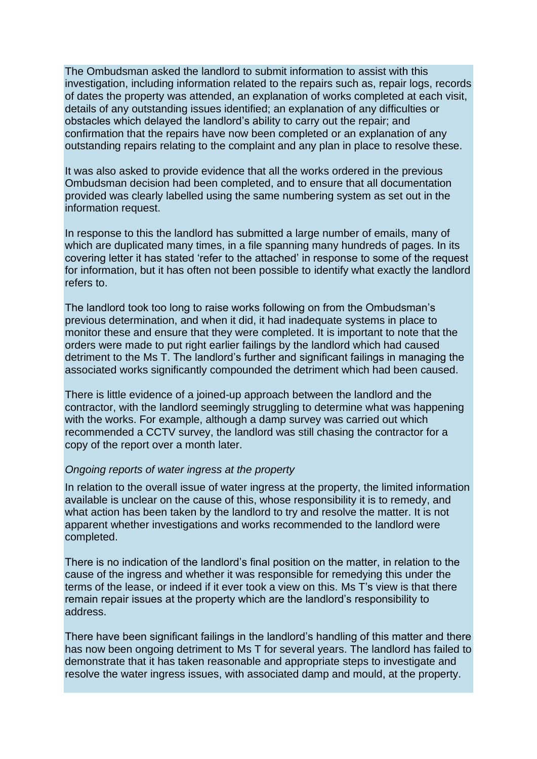The Ombudsman asked the landlord to submit information to assist with this investigation, including information related to the repairs such as, repair logs, records of dates the property was attended, an explanation of works completed at each visit, details of any outstanding issues identified; an explanation of any difficulties or obstacles which delayed the landlord's ability to carry out the repair; and confirmation that the repairs have now been completed or an explanation of any outstanding repairs relating to the complaint and any plan in place to resolve these.

It was also asked to provide evidence that all the works ordered in the previous Ombudsman decision had been completed, and to ensure that all documentation provided was clearly labelled using the same numbering system as set out in the information request.

In response to this the landlord has submitted a large number of emails, many of which are duplicated many times, in a file spanning many hundreds of pages. In its covering letter it has stated 'refer to the attached' in response to some of the request for information, but it has often not been possible to identify what exactly the landlord refers to.

The landlord took too long to raise works following on from the Ombudsman's previous determination, and when it did, it had inadequate systems in place to monitor these and ensure that they were completed. It is important to note that the orders were made to put right earlier failings by the landlord which had caused detriment to the Ms T. The landlord's further and significant failings in managing the associated works significantly compounded the detriment which had been caused.

There is little evidence of a joined-up approach between the landlord and the contractor, with the landlord seemingly struggling to determine what was happening with the works. For example, although a damp survey was carried out which recommended a CCTV survey, the landlord was still chasing the contractor for a copy of the report over a month later.

*Ongoing reports of water ingress at the property*

In relation to the overall issue of water ingress at the property, the limited information available is unclear on the cause of this, whose responsibility it is to remedy, and what action has been taken by the landlord to try and resolve the matter. It is not apparent whether investigations and works recommended to the landlord were completed.

There is no indication of the landlord's final position on the matter, in relation to the cause of the ingress and whether it was responsible for remedying this under the terms of the lease, or indeed if it ever took a view on this. Ms T's view is that there remain repair issues at the property which are the landlord's responsibility to address.

There have been significant failings in the landlord's handling of this matter and there has now been ongoing detriment to Ms T for several years. The landlord has failed to demonstrate that it has taken reasonable and appropriate steps to investigate and resolve the water ingress issues, with associated damp and mould, at the property.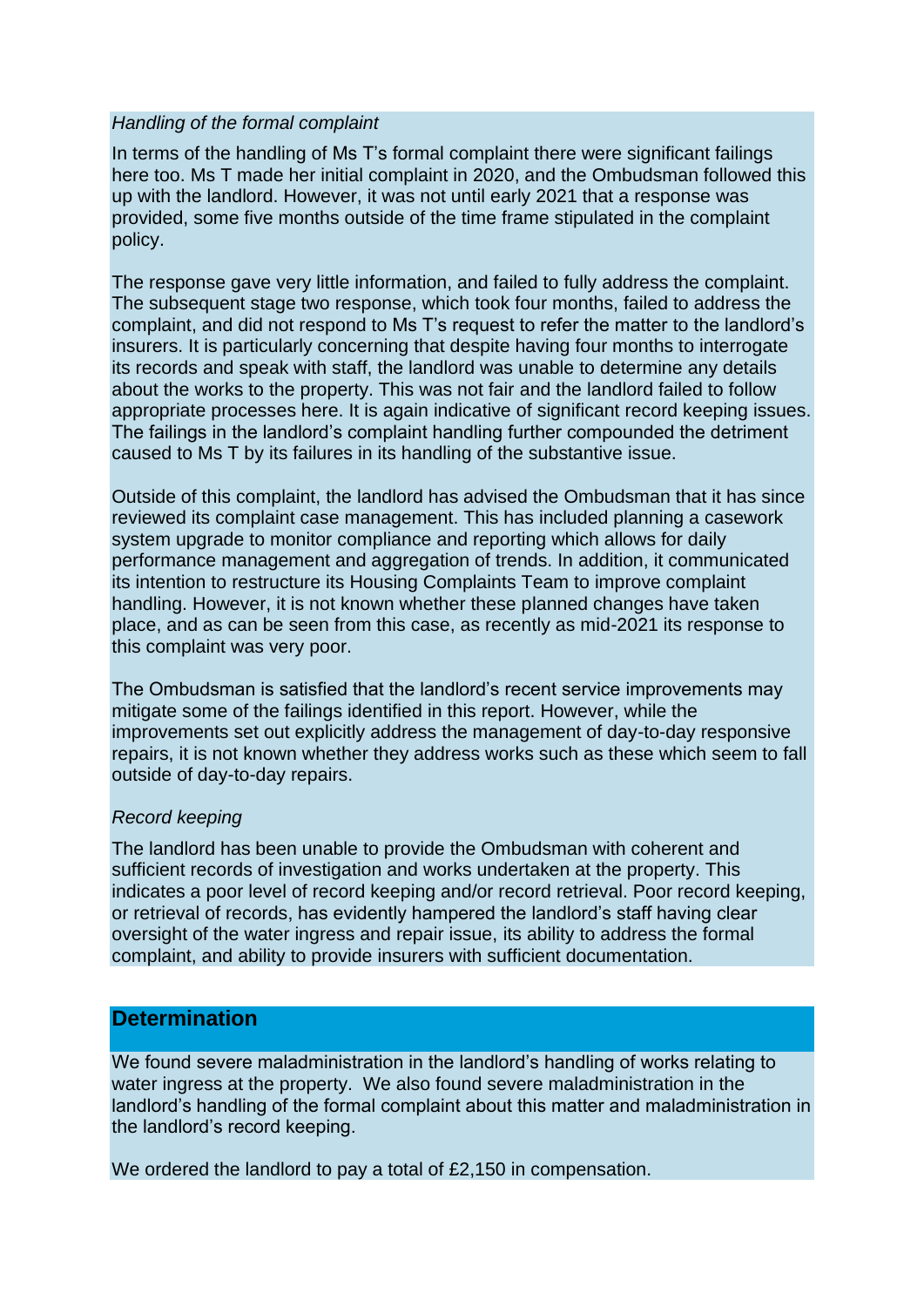*Handling of the formal complaint*

In terms of the handling of Ms T's formal complaint there were significant failings here too. Ms T made her initial complaint in 2020, and the Ombudsman followed this up with the landlord. However, it was not until early 2021 that a response was provided, some five months outside of the time frame stipulated in the complaint policy.

The response gave very little information, and failed to fully address the complaint. The subsequent stage two response, which took four months, failed to address the complaint, and did not respond to Ms T's request to refer the matter to the landlord's insurers. It is particularly concerning that despite having four months to interrogate its records and speak with staff, the landlord was unable to determine any details about the works to the property. This was not fair and the landlord failed to follow appropriate processes here. It is again indicative of significant record keeping issues. The failings in the landlord's complaint handling further compounded the detriment caused to Ms T by its failures in its handling of the substantive issue.

Outside of this complaint, the landlord has advised the Ombudsman that it has since reviewed its complaint case management. This has included planning a casework system upgrade to monitor compliance and reporting which allows for daily performance management and aggregation of trends. In addition, it communicated its intention to restructure its Housing Complaints Team to improve complaint handling. However, it is not known whether these planned changes have taken place, and as can be seen from this case, as recently as mid-2021 its response to this complaint was very poor.

The Ombudsman is satisfied that the landlord's recent service improvements may mitigate some of the failings identified in this report. However, while the improvements set out explicitly address the management of day-to-day responsive repairs, it is not known whether they address works such as these which seem to fall outside of day-to-day repairs.

*Record keeping*

The landlord has been unable to provide the Ombudsman with coherent and sufficient records of investigation and works undertaken at the property. This indicates a poor level of record keeping and/or record retrieval. Poor record keeping, or retrieval of records, has evidently hampered the landlord's staff having clear oversight of the water ingress and repair issue, its ability to address the formal complaint, and ability to provide insurers with sufficient documentation.

## Determination

We found severe maladministration in the landlord's handling of works relating to water ingress at the property. We also found severe maladministration in the landlord's handling of the formal complaint about this matter and maladministration in the landlord's record keeping.

We ordered the landlord to pay a total of £2,150 in compensation.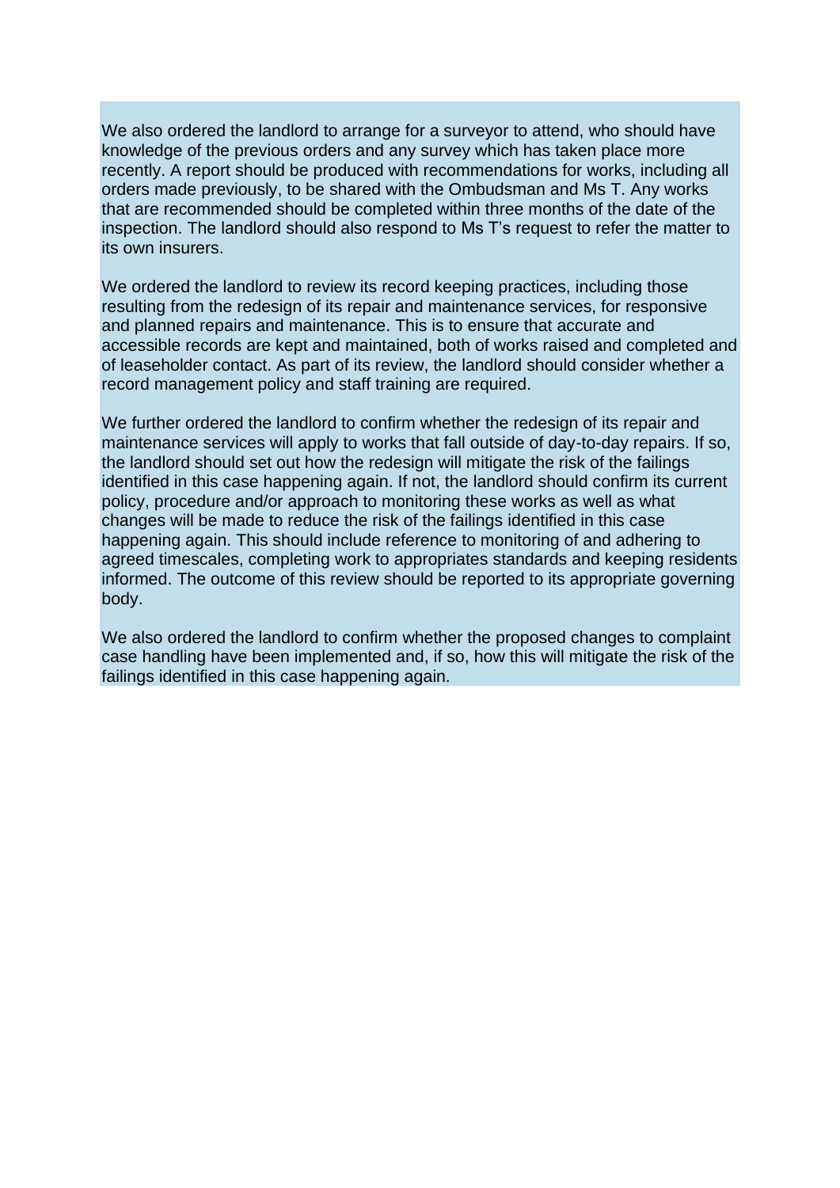We also ordered the landlord to arrange for a surveyor to attend, who should have knowledge of the previous orders and any survey which has taken place more recently. A report should be produced with recommendations for works, including all orders made previously, to be shared with the Ombudsman and Ms T. Any works that are recommended should be completed within three months of the date of the inspection. The landlord should also respond to Ms T's request to refer the matter to its own insurers.

We ordered the landlord to review its record keeping practices, including those resulting from the redesign of its repair and maintenance services, for responsive and planned repairs and maintenance. This is to ensure that accurate and accessible records are kept and maintained, both of works raised and completed and of leaseholder contact. As part of its review, the landlord should consider whether a record management policy and staff training are required.

We further ordered the landlord to confirm whether the redesign of its repair and maintenance services will apply to works that fall outside of day-to-day repairs. If so, the landlord should set out how the redesign will mitigate the risk of the failings identified in this case happening again. If not, the landlord should confirm its current policy, procedure and/or approach to monitoring these works as well as what changes will be made to reduce the risk of the failings identified in this case happening again. This should include reference to monitoring of and adhering to agreed timescales, completing work to appropriates standards and keeping residents informed. The outcome of this review should be reported to its appropriate governing body.

We also ordered the landlord to confirm whether the proposed changes to complaint case handling have been implemented and, if so, how this will mitigate the risk of the failings identified in this case happening again.